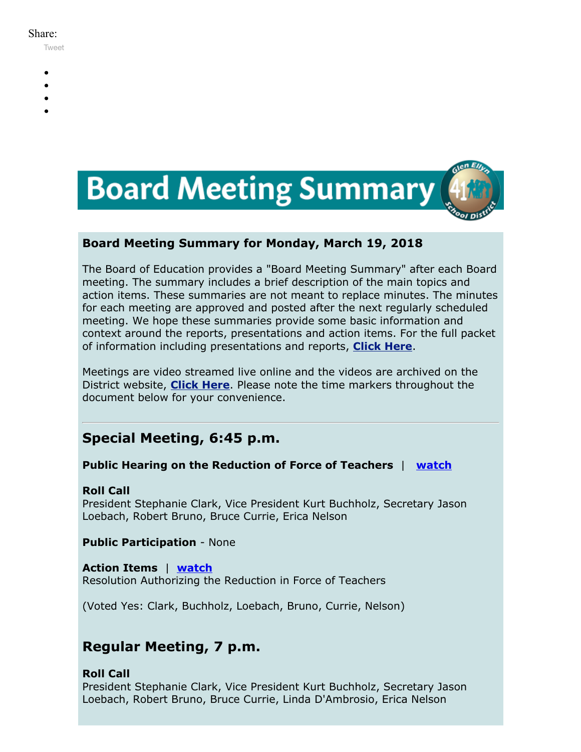Share:

Tweet

# Board Meeting Summary

**Board Meeting Summary for Monday, March 19, 2018**

The Board of Education provides a "Board Meeting Summary" after each Board meeting. The summary includes a brief description of the main topics and action items. These summaries are not meant to replace minutes. The minutes for each meeting are approved and posted after the next regularly scheduled meeting. We hope these summaries provide some basic information and context around the reports, presentations and action items. For the full packet of information including presentations and reports, **Click Here**.

Meetings are video streamed live online and the videos are archived on the District website, **Click Here**. Please note the time markers throughout the document below for your convenience.

---

## Special Meeting, 6:45 p.m.

**Public Hearing on the Reduction of Force of Teachers** | **watch**

**Roll Call**
President Stephanie Clark, Vice President Kurt Buchholz, Secretary Jason Loebach, Robert Bruno, Bruce Currie, Erica Nelson

**Public Participation** - None

**Action Items** | **watch**
Resolution Authorizing the Reduction in Force of Teachers

(Voted Yes: Clark, Buchholz, Loebach, Bruno, Currie, Nelson)

## Regular Meeting, 7 p.m.

**Roll Call**
President Stephanie Clark, Vice President Kurt Buchholz, Secretary Jason Loebach, Robert Bruno, Bruce Currie, Linda D'Ambrosio, Erica Nelson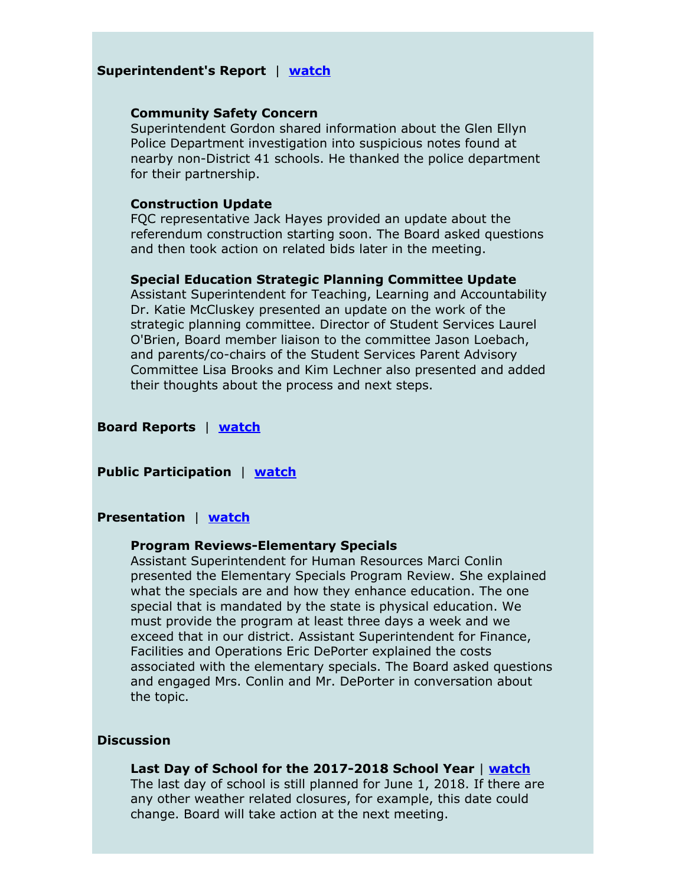**Superintendent's Report** | **watch**

**Community Safety Concern**
Superintendent Gordon shared information about the Glen Ellyn Police Department investigation into suspicious notes found at nearby non-District 41 schools. He thanked the police department for their partnership.

**Construction Update**
FQC representative Jack Hayes provided an update about the referendum construction starting soon. The Board asked questions and then took action on related bids later in the meeting.

**Special Education Strategic Planning Committee Update**
Assistant Superintendent for Teaching, Learning and Accountability Dr. Katie McCluskey presented an update on the work of the strategic planning committee. Director of Student Services Laurel O'Brien, Board member liaison to the committee Jason Loebach, and parents/co-chairs of the Student Services Parent Advisory Committee Lisa Brooks and Kim Lechner also presented and added their thoughts about the process and next steps.

**Board Reports** | **watch**

**Public Participation** | **watch**

**Presentation** | **watch**

**Program Reviews-Elementary Specials**
Assistant Superintendent for Human Resources Marci Conlin presented the Elementary Specials Program Review. She explained what the specials are and how they enhance education. The one special that is mandated by the state is physical education. We must provide the program at least three days a week and we exceed that in our district. Assistant Superintendent for Finance, Facilities and Operations Eric DePorter explained the costs associated with the elementary specials. The Board asked questions and engaged Mrs. Conlin and Mr. DePorter in conversation about the topic.

**Discussion**

**Last Day of School for the 2017-2018 School Year** | **watch**
The last day of school is still planned for June 1, 2018. If there are any other weather related closures, for example, this date could change. Board will take action at the next meeting.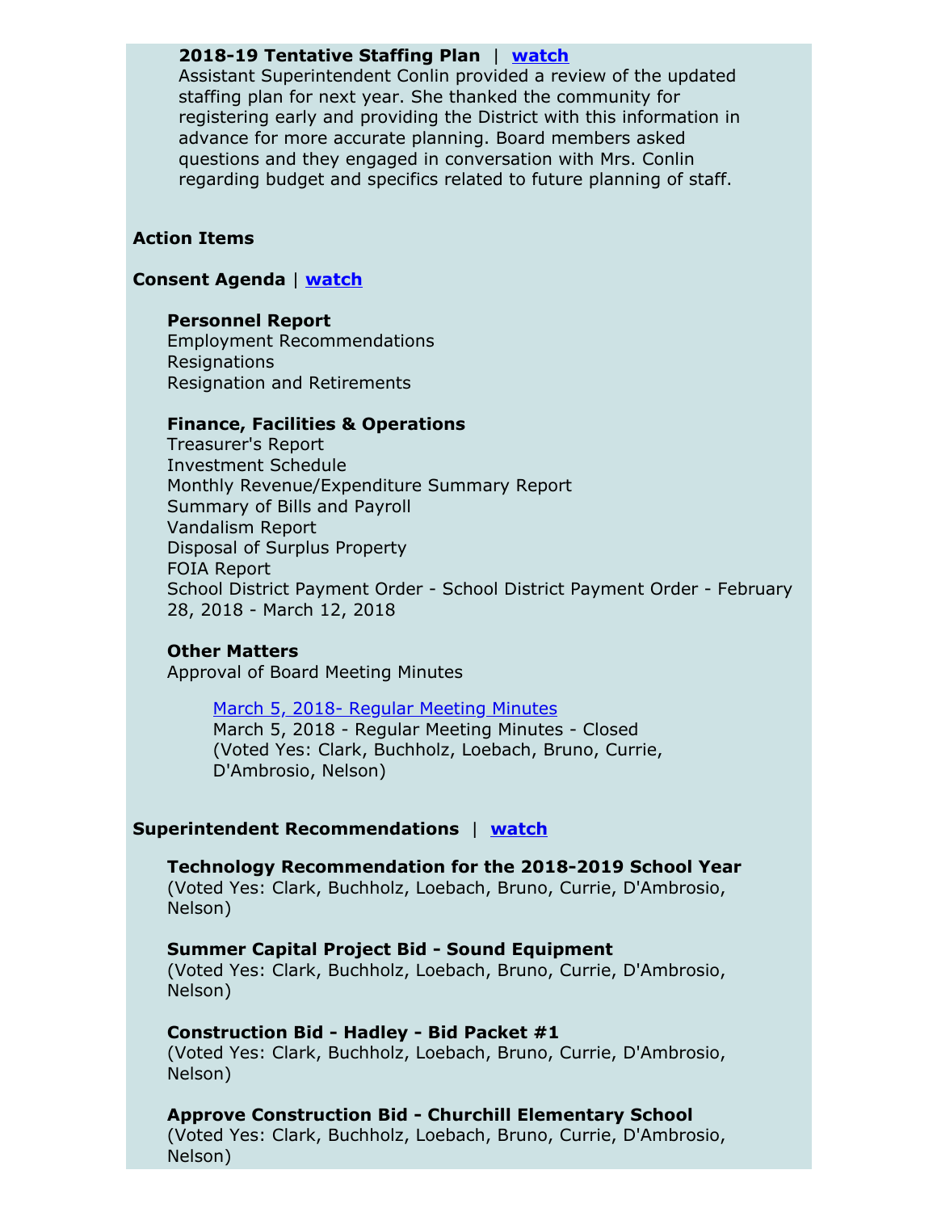**2018-19 Tentative Staffing Plan** | **watch**

Assistant Superintendent Conlin provided a review of the updated staffing plan for next year. She thanked the community for registering early and providing the District with this information in advance for more accurate planning. Board members asked questions and they engaged in conversation with Mrs. Conlin regarding budget and specifics related to future planning of staff.

**Action Items**

**Consent Agenda** | **watch**

**Personnel Report**
Employment Recommendations
Resignations
Resignation and Retirements

**Finance, Facilities & Operations**
Treasurer's Report
Investment Schedule
Monthly Revenue/Expenditure Summary Report
Summary of Bills and Payroll
Vandalism Report
Disposal of Surplus Property
FOIA Report
School District Payment Order - School District Payment Order - February 28, 2018 - March 12, 2018

**Other Matters**
Approval of Board Meeting Minutes

March 5, 2018- Regular Meeting Minutes
March 5, 2018 - Regular Meeting Minutes - Closed
(Voted Yes: Clark, Buchholz, Loebach, Bruno, Currie, D'Ambrosio, Nelson)

**Superintendent Recommendations** | **watch**

**Technology Recommendation for the 2018-2019 School Year**
(Voted Yes: Clark, Buchholz, Loebach, Bruno, Currie, D'Ambrosio, Nelson)

**Summer Capital Project Bid - Sound Equipment**
(Voted Yes: Clark, Buchholz, Loebach, Bruno, Currie, D'Ambrosio, Nelson)

**Construction Bid - Hadley - Bid Packet #1**
(Voted Yes: Clark, Buchholz, Loebach, Bruno, Currie, D'Ambrosio, Nelson)

**Approve Construction Bid - Churchill Elementary School**
(Voted Yes: Clark, Buchholz, Loebach, Bruno, Currie, D'Ambrosio, Nelson)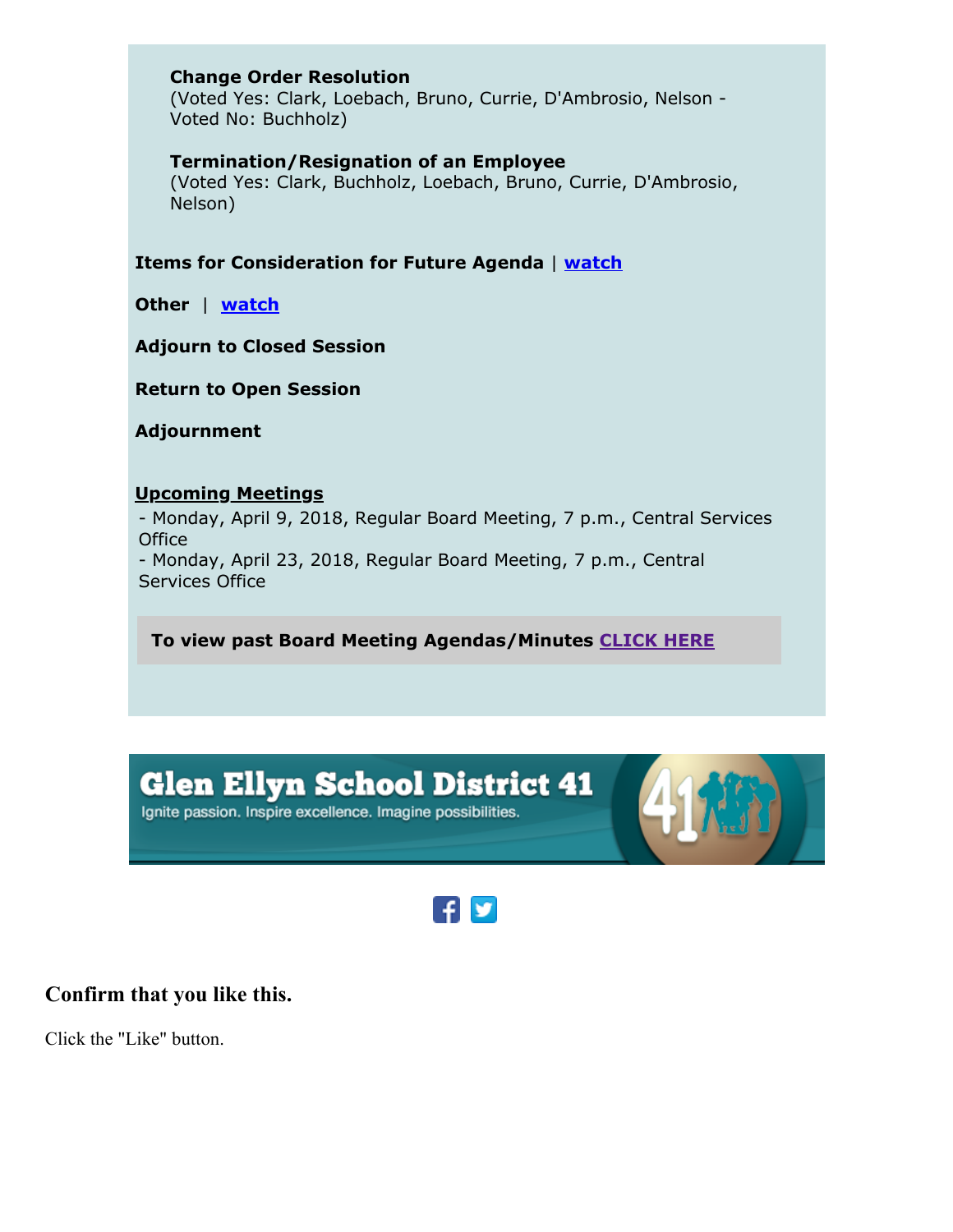**Change Order Resolution**
(Voted Yes: Clark, Loebach, Bruno, Currie, D'Ambrosio, Nelson - Voted No: Buchholz)

**Termination/Resignation of an Employee**
(Voted Yes: Clark, Buchholz, Loebach, Bruno, Currie, D'Ambrosio, Nelson)

**Items for Consideration for Future Agenda** | watch

**Other** | watch

**Adjourn to Closed Session**

**Return to Open Session**

**Adjournment**

**Upcoming Meetings**

- Monday, April 9, 2018, Regular Board Meeting, 7 p.m., Central Services Office
- Monday, April 23, 2018, Regular Board Meeting, 7 p.m., Central Services Office

**To view past Board Meeting Agendas/Minutes CLICK HERE**

Glen Ellyn School District 41

Ignite passion. Inspire excellence. Imagine possibilities.

## Confirm that you like this.

Click the "Like" button.